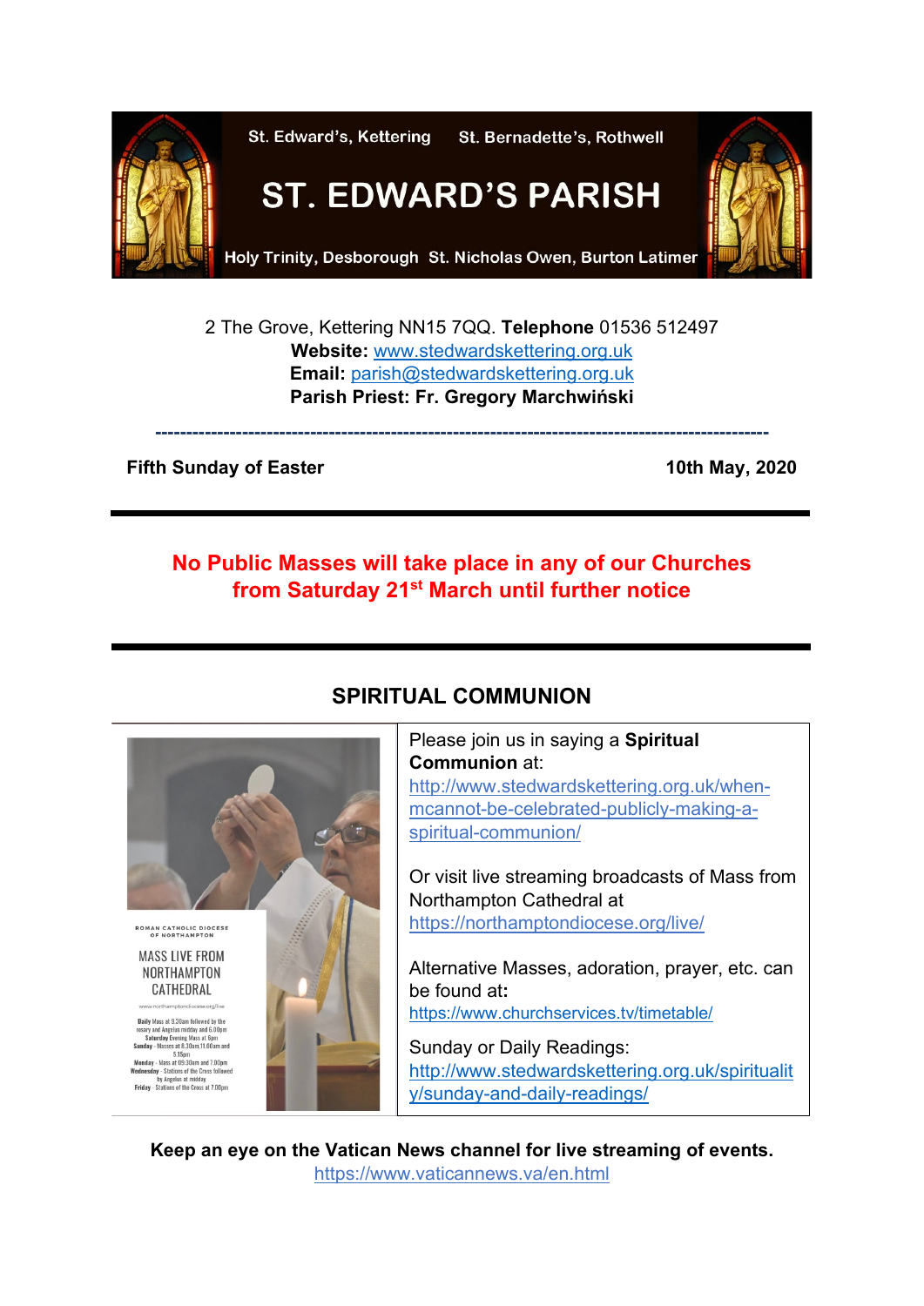St. Edward's, Kettering St. Bernadette's, Rothwell

# ST. EDWARD'S PARISH

Holy Trinity, Desborough St. Nicholas Owen, Burton Latimer

2 The Grove, Kettering NN15 7QQ. **Telephone** 01536 512497
**Website:** www.stedwardskettering.org.uk
**Email:** parish@stedwardskettering.org.uk
**Parish Priest: Fr. Gregory Marchwiński**

---

**Fifth Sunday of Easter** **10th May, 2020**

---

**No Public Masses will take place in any of our Churches from Saturday 21st March until further notice**

---

## SPIRITUAL COMMUNION

ROMAN CATHOLIC DIOCESE OF NORTHAMPTON

MASS LIVE FROM NORTHAMPTON CATHEDRAL

www.northamptondiocese.org/live

**Daily** Mass at 9.30am followed by the rosary and Angelus midday and 6.00pm
**Saturday** Evening Mass at 6pm
**Sunday** - Masses at 8.30am, 11.00am and 5.15pm
**Monday** - Mass at 09:30am and 7.00pm
**Wednesday** - Stations of the Cross followed by Angelus at midday
**Friday** - Stations of the Cross at 7.00pm

Please join us in saying a **Spiritual Communion** at: http://www.stedwardskettering.org.uk/when-mcannot-be-celebrated-publicly-making-a-spiritual-communion/

Or visit live streaming broadcasts of Mass from Northampton Cathedral at https://northamptondiocese.org/live/

Alternative Masses, adoration, prayer, etc. can be found at**:** https://www.churchservices.tv/timetable/

Sunday or Daily Readings: http://www.stedwardskettering.org.uk/spirituality/sunday-and-daily-readings/

**Keep an eye on the Vatican News channel for live streaming of events.**
https://www.vaticannews.va/en.html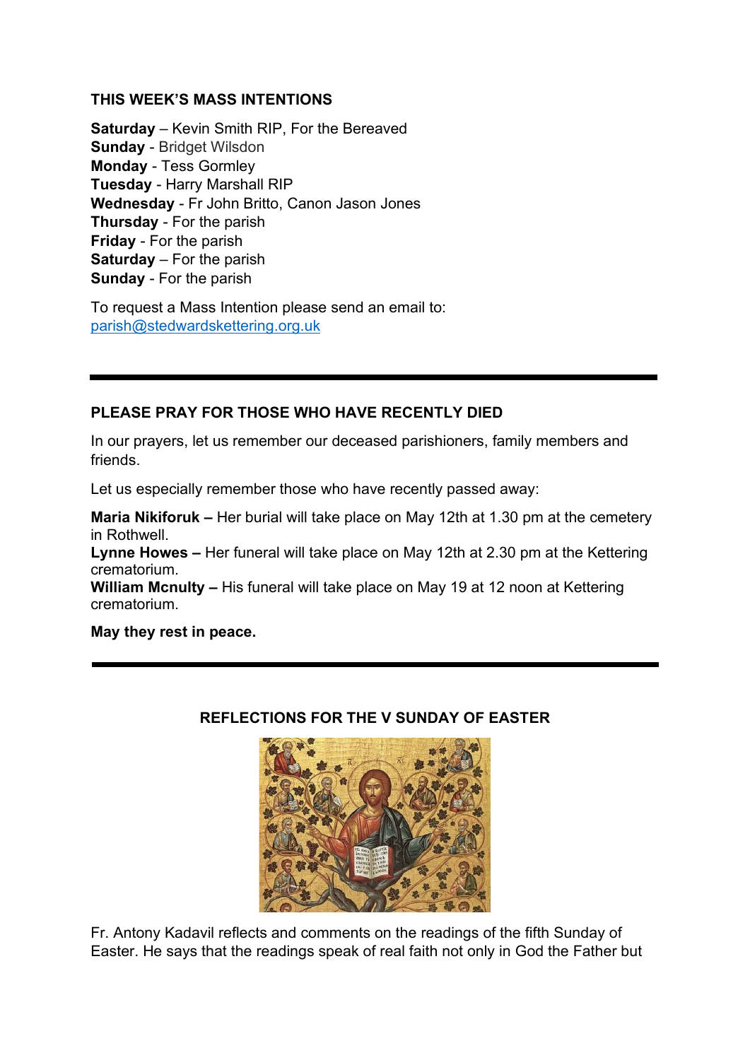## THIS WEEK'S MASS INTENTIONS

**Saturday** – Kevin Smith RIP, For the Bereaved
**Sunday** - Bridget Wilsdon
**Monday** - Tess Gormley
**Tuesday** - Harry Marshall RIP
**Wednesday** - Fr John Britto, Canon Jason Jones
**Thursday** - For the parish
**Friday** - For the parish
**Saturday** – For the parish
**Sunday** - For the parish

To request a Mass Intention please send an email to: parish@stedwardskettering.org.uk

---

## PLEASE PRAY FOR THOSE WHO HAVE RECENTLY DIED

In our prayers, let us remember our deceased parishioners, family members and friends.

Let us especially remember those who have recently passed away:

**Maria Nikiforuk –** Her burial will take place on May 12th at 1.30 pm at the cemetery in Rothwell.
**Lynne Howes –** Her funeral will take place on May 12th at 2.30 pm at the Kettering crematorium.
**William Mcnulty –** His funeral will take place on May 19 at 12 noon at Kettering crematorium.

**May they rest in peace.**

---

## REFLECTIONS FOR THE V SUNDAY OF EASTER

Fr. Antony Kadavil reflects and comments on the readings of the fifth Sunday of Easter. He says that the readings speak of real faith not only in God the Father but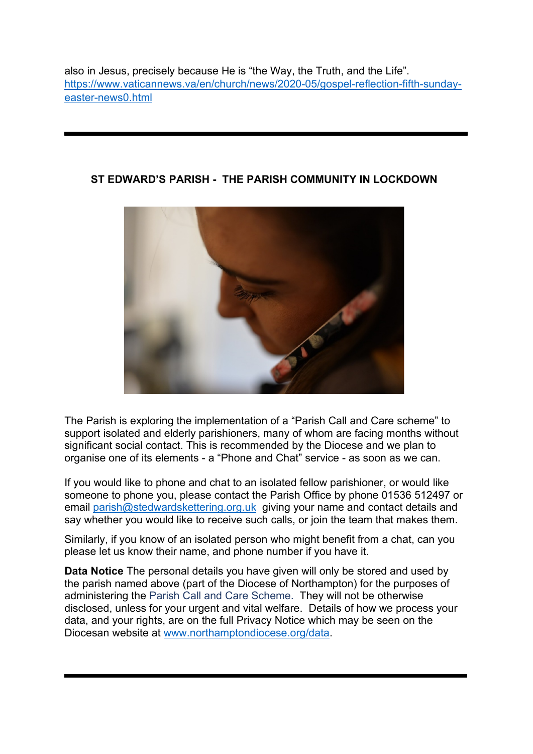also in Jesus, precisely because He is "the Way, the Truth, and the Life".
https://www.vaticannews.va/en/church/news/2020-05/gospel-reflection-fifth-sunday-easter-news0.html

---

## ST EDWARD'S PARISH - THE PARISH COMMUNITY IN LOCKDOWN

The Parish is exploring the implementation of a "Parish Call and Care scheme" to support isolated and elderly parishioners, many of whom are facing months without significant social contact. This is recommended by the Diocese and we plan to organise one of its elements - a "Phone and Chat" service - as soon as we can.

If you would like to phone and chat to an isolated fellow parishioner, or would like someone to phone you, please contact the Parish Office by phone 01536 512497 or email parish@stedwardskettering.org.uk giving your name and contact details and say whether you would like to receive such calls, or join the team that makes them.

Similarly, if you know of an isolated person who might benefit from a chat, can you please let us know their name, and phone number if you have it.

**Data Notice** The personal details you have given will only be stored and used by the parish named above (part of the Diocese of Northampton) for the purposes of administering the Parish Call and Care Scheme. They will not be otherwise disclosed, unless for your urgent and vital welfare. Details of how we process your data, and your rights, are on the full Privacy Notice which may be seen on the Diocesan website at www.northamptondiocese.org/data.

---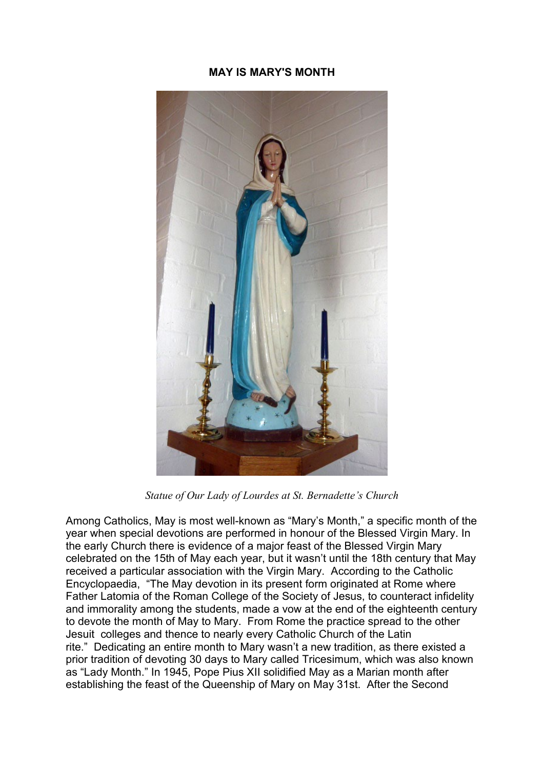**MAY IS MARY'S MONTH**

*Statue of Our Lady of Lourdes at St. Bernadette's Church*

Among Catholics, May is most well-known as "Mary's Month," a specific month of the year when special devotions are performed in honour of the Blessed Virgin Mary. In the early Church there is evidence of a major feast of the Blessed Virgin Mary celebrated on the 15th of May each year, but it wasn't until the 18th century that May received a particular association with the Virgin Mary. According to the Catholic Encyclopaedia, "The May devotion in its present form originated at Rome where Father Latomia of the Roman College of the Society of Jesus, to counteract infidelity and immorality among the students, made a vow at the end of the eighteenth century to devote the month of May to Mary. From Rome the practice spread to the other Jesuit colleges and thence to nearly every Catholic Church of the Latin rite." Dedicating an entire month to Mary wasn't a new tradition, as there existed a prior tradition of devoting 30 days to Mary called Tricesimum, which was also known as "Lady Month." In 1945, Pope Pius XII solidified May as a Marian month after establishing the feast of the Queenship of Mary on May 31st. After the Second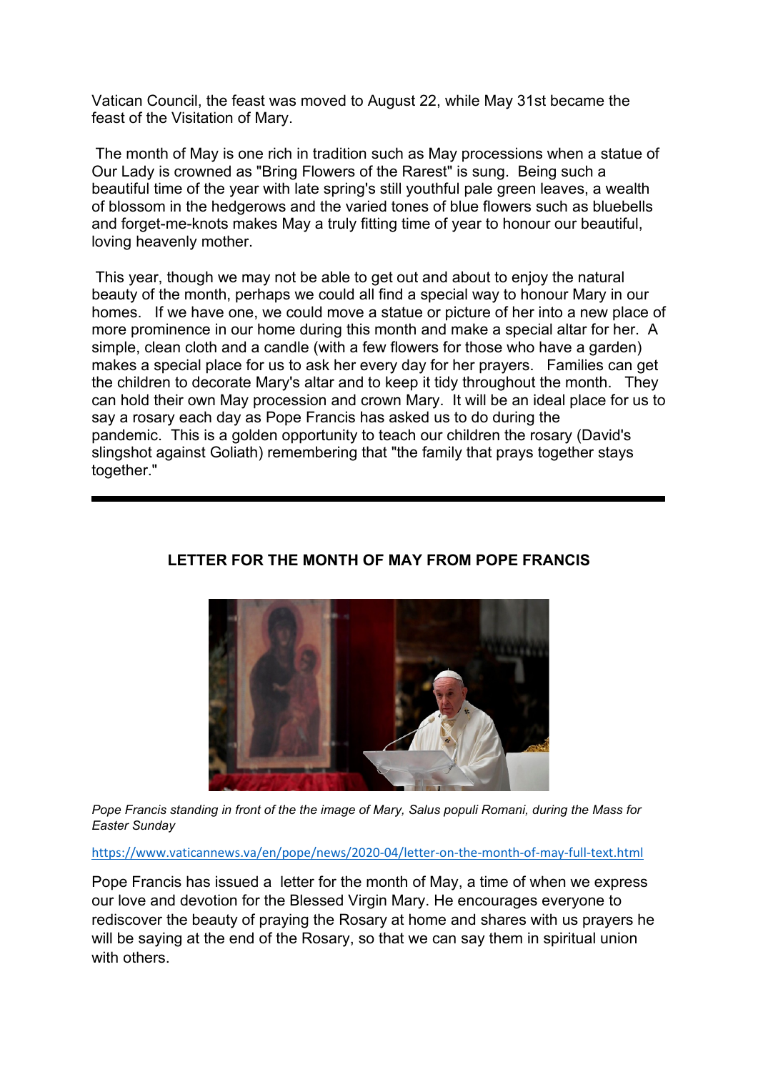Vatican Council, the feast was moved to August 22, while May 31st became the feast of the Visitation of Mary.

The month of May is one rich in tradition such as May processions when a statue of Our Lady is crowned as "Bring Flowers of the Rarest" is sung. Being such a beautiful time of the year with late spring's still youthful pale green leaves, a wealth of blossom in the hedgerows and the varied tones of blue flowers such as bluebells and forget-me-knots makes May a truly fitting time of year to honour our beautiful, loving heavenly mother.

This year, though we may not be able to get out and about to enjoy the natural beauty of the month, perhaps we could all find a special way to honour Mary in our homes. If we have one, we could move a statue or picture of her into a new place of more prominence in our home during this month and make a special altar for her. A simple, clean cloth and a candle (with a few flowers for those who have a garden) makes a special place for us to ask her every day for her prayers. Families can get the children to decorate Mary's altar and to keep it tidy throughout the month. They can hold their own May procession and crown Mary. It will be an ideal place for us to say a rosary each day as Pope Francis has asked us to do during the pandemic. This is a golden opportunity to teach our children the rosary (David's slingshot against Goliath) remembering that "the family that prays together stays together."

---

**LETTER FOR THE MONTH OF MAY FROM POPE FRANCIS**

*Pope Francis standing in front of the the image of Mary, Salus populi Romani, during the Mass for Easter Sunday*

https://www.vaticannews.va/en/pope/news/2020-04/letter-on-the-month-of-may-full-text.html

Pope Francis has issued a letter for the month of May, a time of when we express our love and devotion for the Blessed Virgin Mary. He encourages everyone to rediscover the beauty of praying the Rosary at home and shares with us prayers he will be saying at the end of the Rosary, so that we can say them in spiritual union with others.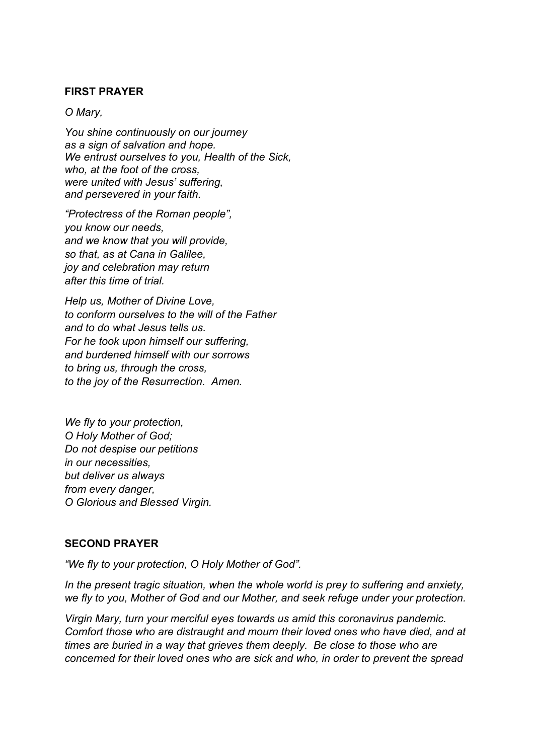## FIRST PRAYER

*O Mary,*

*You shine continuously on our journey*
*as a sign of salvation and hope.*
*We entrust ourselves to you, Health of the Sick,*
*who, at the foot of the cross,*
*were united with Jesus' suffering,*
*and persevered in your faith.*

*"Protectress of the Roman people",*
*you know our needs,*
*and we know that you will provide,*
*so that, as at Cana in Galilee,*
*joy and celebration may return*
*after this time of trial.*

*Help us, Mother of Divine Love,*
*to conform ourselves to the will of the Father*
*and to do what Jesus tells us.*
*For he took upon himself our suffering,*
*and burdened himself with our sorrows*
*to bring us, through the cross,*
*to the joy of the Resurrection. Amen.*

*We fly to your protection,*
*O Holy Mother of God;*
*Do not despise our petitions*
*in our necessities,*
*but deliver us always*
*from every danger,*
*O Glorious and Blessed Virgin.*

## SECOND PRAYER

*"We fly to your protection, O Holy Mother of God".*

*In the present tragic situation, when the whole world is prey to suffering and anxiety, we fly to you, Mother of God and our Mother, and seek refuge under your protection.*

*Virgin Mary, turn your merciful eyes towards us amid this coronavirus pandemic. Comfort those who are distraught and mourn their loved ones who have died, and at times are buried in a way that grieves them deeply. Be close to those who are concerned for their loved ones who are sick and who, in order to prevent the spread*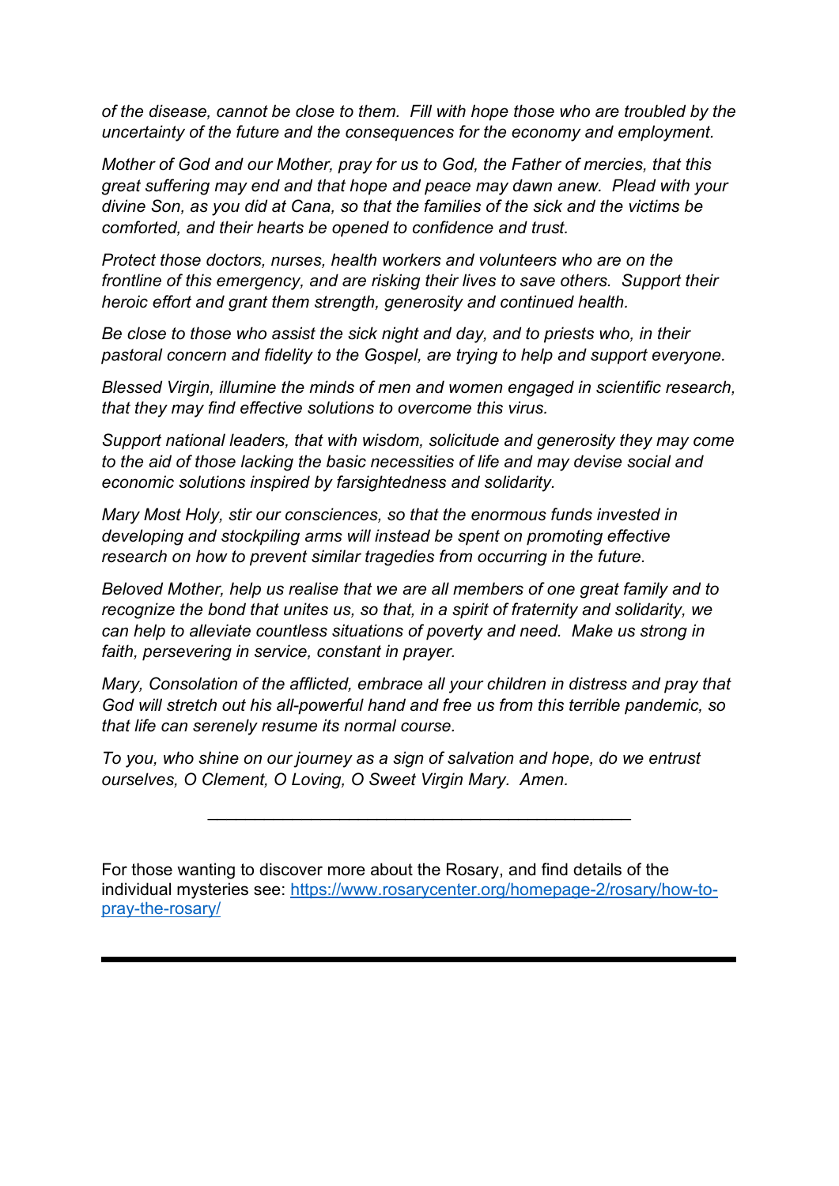*of the disease, cannot be close to them. Fill with hope those who are troubled by the uncertainty of the future and the consequences for the economy and employment.*

*Mother of God and our Mother, pray for us to God, the Father of mercies, that this great suffering may end and that hope and peace may dawn anew. Plead with your divine Son, as you did at Cana, so that the families of the sick and the victims be comforted, and their hearts be opened to confidence and trust.*

*Protect those doctors, nurses, health workers and volunteers who are on the frontline of this emergency, and are risking their lives to save others. Support their heroic effort and grant them strength, generosity and continued health.*

*Be close to those who assist the sick night and day, and to priests who, in their pastoral concern and fidelity to the Gospel, are trying to help and support everyone.*

*Blessed Virgin, illumine the minds of men and women engaged in scientific research, that they may find effective solutions to overcome this virus.*

*Support national leaders, that with wisdom, solicitude and generosity they may come to the aid of those lacking the basic necessities of life and may devise social and economic solutions inspired by farsightedness and solidarity.*

*Mary Most Holy, stir our consciences, so that the enormous funds invested in developing and stockpiling arms will instead be spent on promoting effective research on how to prevent similar tragedies from occurring in the future.*

*Beloved Mother, help us realise that we are all members of one great family and to recognize the bond that unites us, so that, in a spirit of fraternity and solidarity, we can help to alleviate countless situations of poverty and need. Make us strong in faith, persevering in service, constant in prayer.*

*Mary, Consolation of the afflicted, embrace all your children in distress and pray that God will stretch out his all-powerful hand and free us from this terrible pandemic, so that life can serenely resume its normal course.*

*To you, who shine on our journey as a sign of salvation and hope, do we entrust ourselves, O Clement, O Loving, O Sweet Virgin Mary. Amen.*

---

For those wanting to discover more about the Rosary, and find details of the individual mysteries see: [https://www.rosarycenter.org/homepage-2/rosary/how-to-pray-the-rosary/](https://www.rosarycenter.org/homepage-2/rosary/how-to-pray-the-rosary/)

---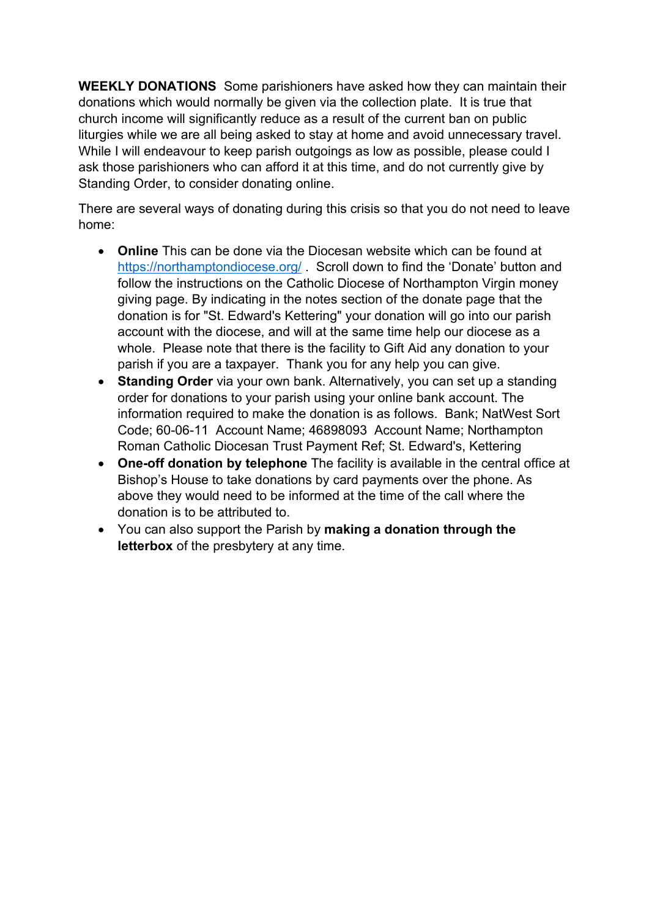**WEEKLY DONATIONS** Some parishioners have asked how they can maintain their donations which would normally be given via the collection plate. It is true that church income will significantly reduce as a result of the current ban on public liturgies while we are all being asked to stay at home and avoid unnecessary travel. While I will endeavour to keep parish outgoings as low as possible, please could I ask those parishioners who can afford it at this time, and do not currently give by Standing Order, to consider donating online.

There are several ways of donating during this crisis so that you do not need to leave home:

- **Online** This can be done via the Diocesan website which can be found at [https://northamptondiocese.org/](https://northamptondiocese.org/) . Scroll down to find the 'Donate' button and follow the instructions on the Catholic Diocese of Northampton Virgin money giving page. By indicating in the notes section of the donate page that the donation is for "St. Edward's Kettering" your donation will go into our parish account with the diocese, and will at the same time help our diocese as a whole. Please note that there is the facility to Gift Aid any donation to your parish if you are a taxpayer. Thank you for any help you can give.
- **Standing Order** via your own bank. Alternatively, you can set up a standing order for donations to your parish using your online bank account. The information required to make the donation is as follows. Bank; NatWest Sort Code; 60-06-11 Account Name; 46898093 Account Name; Northampton Roman Catholic Diocesan Trust Payment Ref; St. Edward's, Kettering
- **One-off donation by telephone** The facility is available in the central office at Bishop's House to take donations by card payments over the phone. As above they would need to be informed at the time of the call where the donation is to be attributed to.
- You can also support the Parish by **making a donation through the letterbox** of the presbytery at any time.